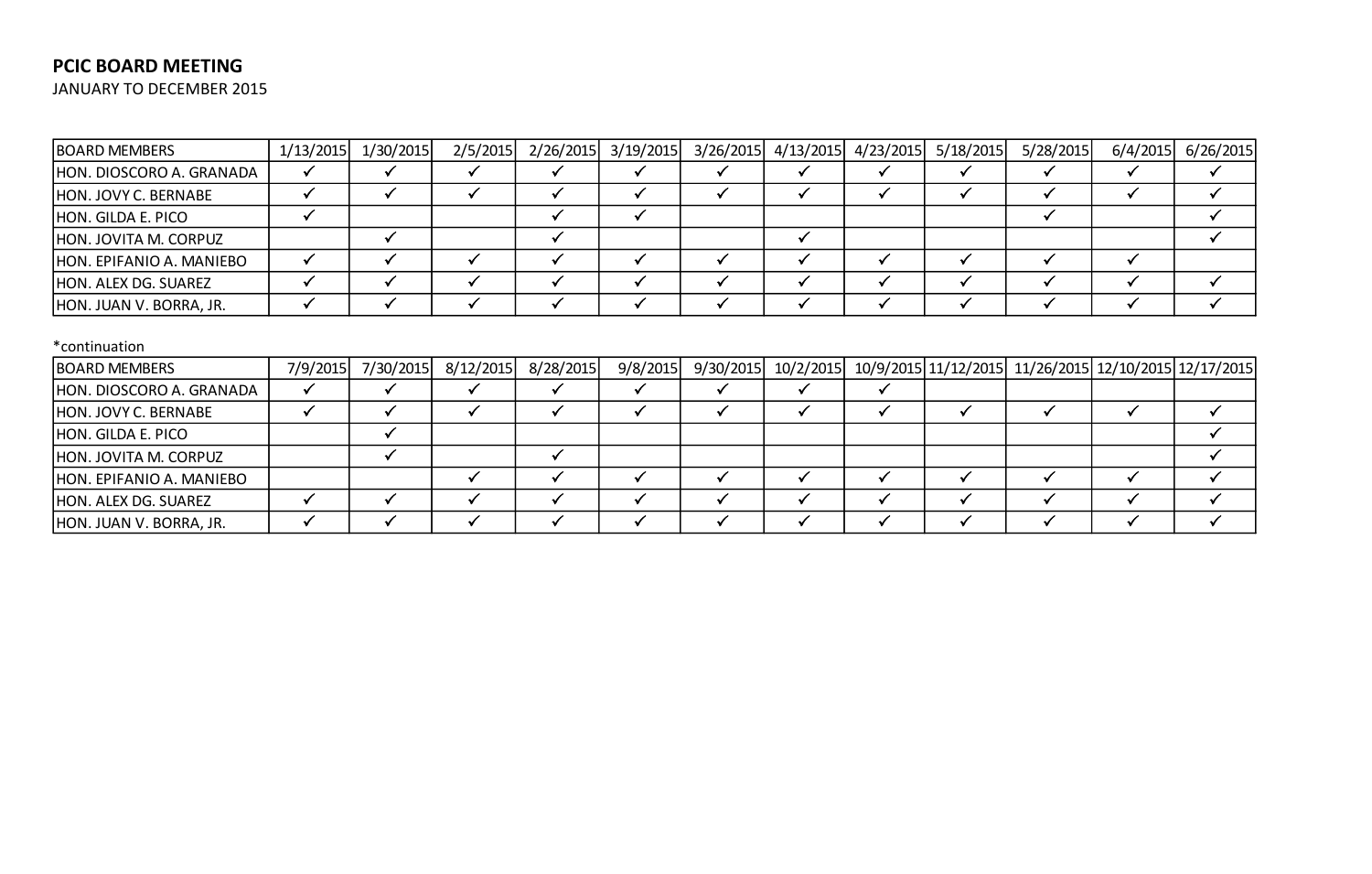**PCIC BOARD MEETING**

JANUARY TO DECEMBER 2015

| BOARD MEMBERS | 1/13/2015 | 1/30/2015 | 2/5/2015 | 2/26/2015 | 3/19/2015 | 3/26/2015 | 4/13/2015 | 4/23/2015 | 5/18/2015 | 5/28/2015 | 6/4/2015 | 6/26/2015 |
|---|---|---|---|---|---|---|---|---|---|---|---|---|
| HON. DIOSCORO A. GRANADA | ✓ | ✓ | ✓ | ✓ | ✓ | ✓ | ✓ | ✓ | ✓ | ✓ | ✓ | ✓ |
| HON. JOVY C. BERNABE | ✓ | ✓ | ✓ | ✓ | ✓ | ✓ | ✓ | ✓ | ✓ | ✓ | ✓ | ✓ |
| HON. GILDA E. PICO | ✓ | | | ✓ | ✓ | | | | | ✓ | | ✓ |
| HON. JOVITA M. CORPUZ | | ✓ | | ✓ | | | ✓ | | | | | ✓ |
| HON. EPIFANIO A. MANIEBO | ✓ | ✓ | ✓ | ✓ | ✓ | ✓ | ✓ | ✓ | ✓ | ✓ | ✓ | |
| HON. ALEX DG. SUAREZ | ✓ | ✓ | ✓ | ✓ | ✓ | ✓ | ✓ | ✓ | ✓ | ✓ | ✓ | ✓ |
| HON. JUAN V. BORRA, JR. | ✓ | ✓ | ✓ | ✓ | ✓ | ✓ | ✓ | ✓ | ✓ | ✓ | ✓ | ✓ |

*continuation

| BOARD MEMBERS | 7/9/2015 | 7/30/2015 | 8/12/2015 | 8/28/2015 | 9/8/2015 | 9/30/2015 | 10/2/2015 | 10/9/2015 | 11/12/2015 | 11/26/2015 | 12/10/2015 | 12/17/2015 |
|---|---|---|---|---|---|---|---|---|---|---|---|---|
| HON. DIOSCORO A. GRANADA | ✓ | ✓ | ✓ | ✓ | ✓ | ✓ | ✓ | ✓ | | | | |
| HON. JOVY C. BERNABE | ✓ | ✓ | ✓ | ✓ | ✓ | ✓ | ✓ | ✓ | ✓ | ✓ | ✓ | ✓ |
| HON. GILDA E. PICO | | ✓ | | | | | | | | | | ✓ |
| HON. JOVITA M. CORPUZ | | ✓ | | ✓ | | | | | | | | ✓ |
| HON. EPIFANIO A. MANIEBO | | | ✓ | ✓ | ✓ | ✓ | ✓ | ✓ | ✓ | ✓ | ✓ | ✓ |
| HON. ALEX DG. SUAREZ | ✓ | ✓ | ✓ | ✓ | ✓ | ✓ | ✓ | ✓ | ✓ | ✓ | ✓ | ✓ |
| HON. JUAN V. BORRA, JR. | ✓ | ✓ | ✓ | ✓ | ✓ | ✓ | ✓ | ✓ | ✓ | ✓ | ✓ | ✓ |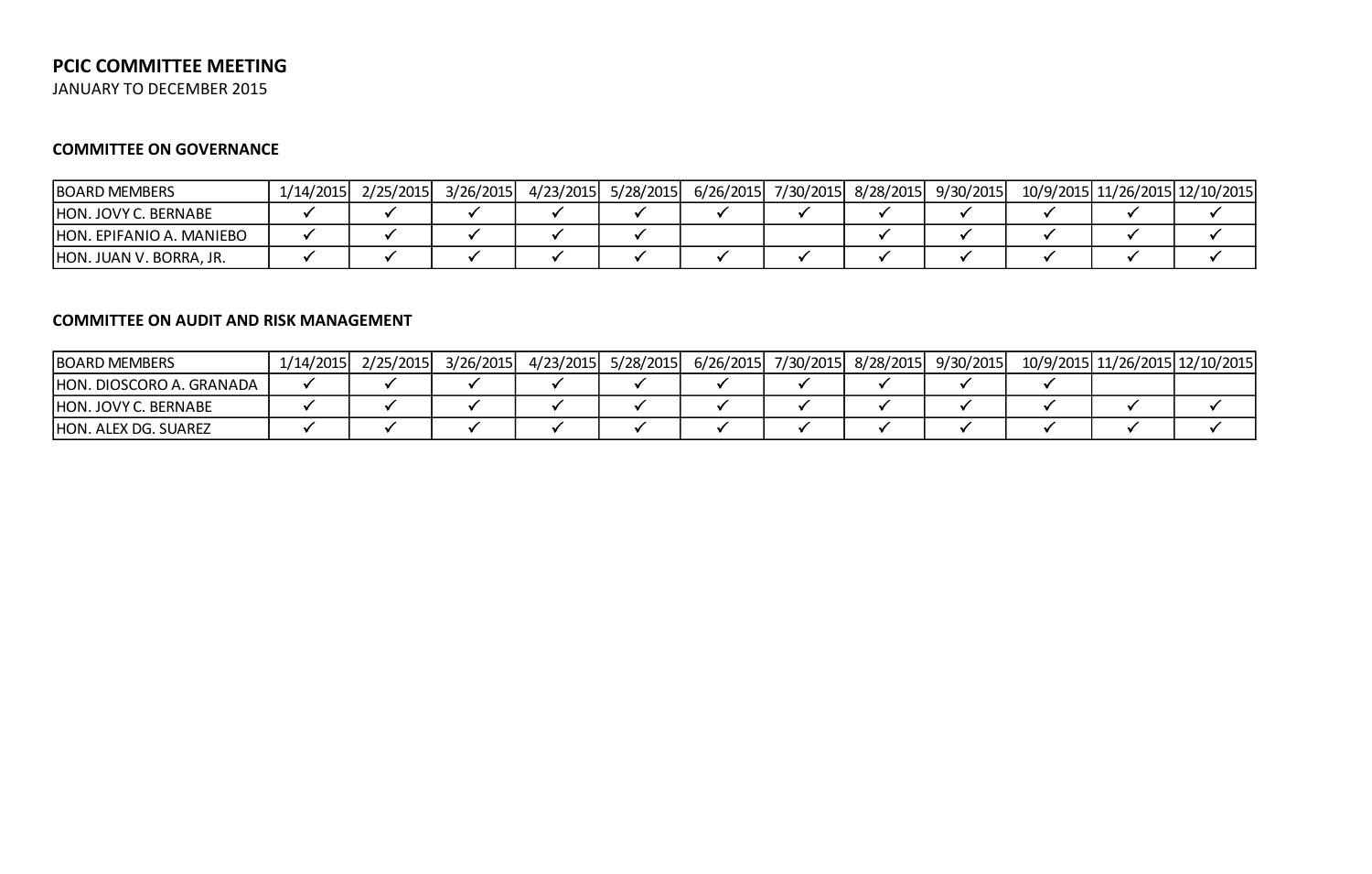**PCIC COMMITTEE MEETING**

JANUARY TO DECEMBER 2015

**COMMITTEE ON GOVERNANCE**

| BOARD MEMBERS | 1/14/2015 | 2/25/2015 | 3/26/2015 | 4/23/2015 | 5/28/2015 | 6/26/2015 | 7/30/2015 | 8/28/2015 | 9/30/2015 | 10/9/2015 | 11/26/2015 | 12/10/2015 |
|---|---|---|---|---|---|---|---|---|---|---|---|---|
| HON. JOVY C. BERNABE | ✓ | ✓ | ✓ | ✓ | ✓ | ✓ | ✓ | ✓ | ✓ | ✓ | ✓ | ✓ |
| HON. EPIFANIO A. MANIEBO | ✓ | ✓ | ✓ | ✓ | ✓ | | | ✓ | ✓ | ✓ | ✓ | ✓ |
| HON. JUAN V. BORRA, JR. | ✓ | ✓ | ✓ | ✓ | ✓ | ✓ | ✓ | ✓ | ✓ | ✓ | ✓ | ✓ |

**COMMITTEE ON AUDIT AND RISK MANAGEMENT**

| BOARD MEMBERS | 1/14/2015 | 2/25/2015 | 3/26/2015 | 4/23/2015 | 5/28/2015 | 6/26/2015 | 7/30/2015 | 8/28/2015 | 9/30/2015 | 10/9/2015 | 11/26/2015 | 12/10/2015 |
|---|---|---|---|---|---|---|---|---|---|---|---|---|
| HON. DIOSCORO A. GRANADA | ✓ | ✓ | ✓ | ✓ | ✓ | ✓ | ✓ | ✓ | ✓ | ✓ | | |
| HON. JOVY C. BERNABE | ✓ | ✓ | ✓ | ✓ | ✓ | ✓ | ✓ | ✓ | ✓ | ✓ | ✓ | ✓ |
| HON. ALEX DG. SUAREZ | ✓ | ✓ | ✓ | ✓ | ✓ | ✓ | ✓ | ✓ | ✓ | ✓ | ✓ | ✓ |